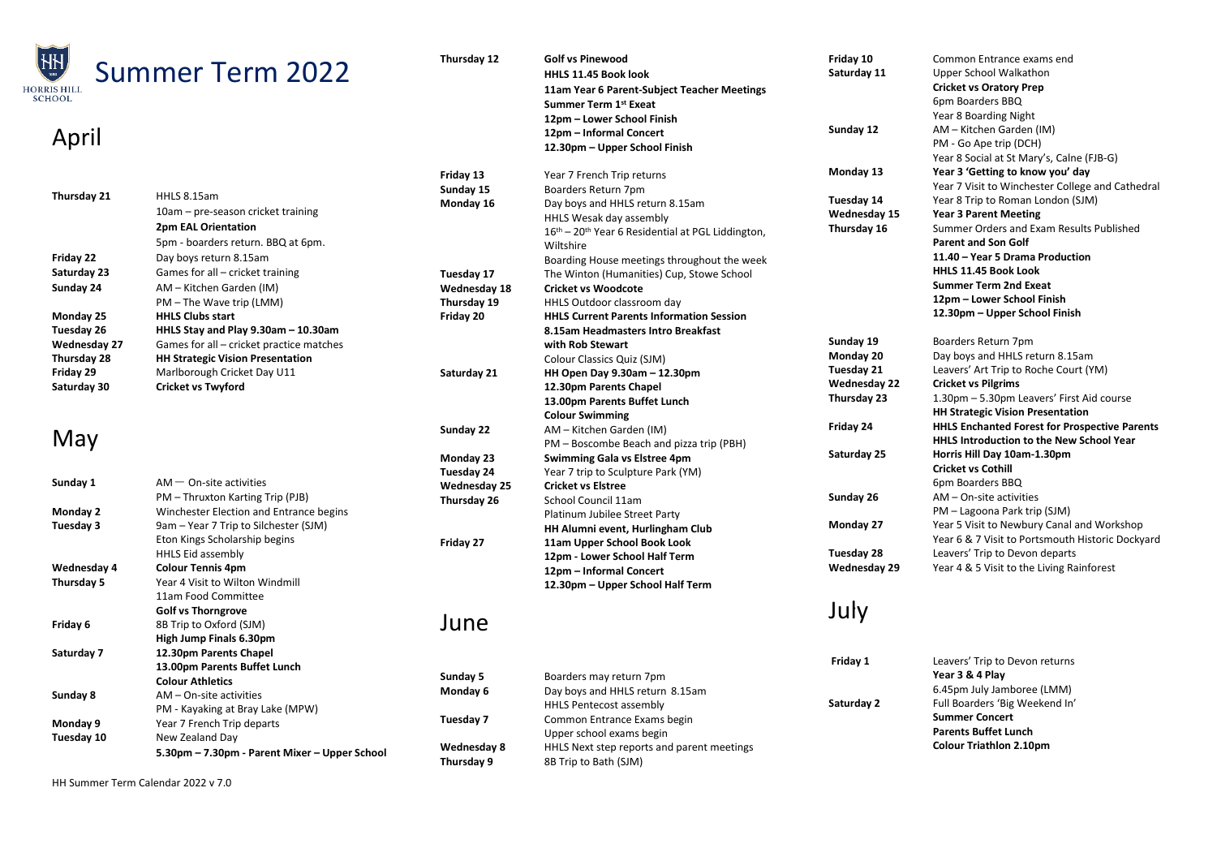# Summer Term 2022

HORRIS HILL SCHOOL

## April

| Date | Event |
|---|---|
| Thursday 21 | HHLS 8.15am |
| | 10am – pre-season cricket training |
| | **2pm EAL Orientation** |
| | 5pm - boarders return. BBQ at 6pm. |
| Friday 22 | Day boys return 8.15am |
| Saturday 23 | Games for all – cricket training |
| Sunday 24 | AM – Kitchen Garden (IM) |
| | PM – The Wave trip (LMM) |
| Monday 25 | **HHLS Clubs start** |
| Tuesday 26 | **HHLS Stay and Play 9.30am – 10.30am** |
| Wednesday 27 | Games for all – cricket practice matches |
| Thursday 28 | **HH Strategic Vision Presentation** |
| Friday 29 | Marlborough Cricket Day U11 |
| Saturday 30 | **Cricket vs Twyford** |

## May

| Date | Event |
|---|---|
| Sunday 1 | AM — On-site activities |
| | PM – Thruxton Karting Trip (PJB) |
| Monday 2 | Winchester Election and Entrance begins |
| Tuesday 3 | 9am – Year 7 Trip to Silchester (SJM) |
| | Eton Kings Scholarship begins |
| | HHLS Eid assembly |
| Wednesday 4 | **Colour Tennis 4pm** |
| Thursday 5 | Year 4 Visit to Wilton Windmill |
| | 11am Food Committee |
| | **Golf vs Thorngrove** |
| Friday 6 | 8B Trip to Oxford (SJM) |
| | **High Jump Finals 6.30pm** |
| Saturday 7 | **12.30pm Parents Chapel** |
| | **13.00pm Parents Buffet Lunch** |
| | **Colour Athletics** |
| Sunday 8 | AM – On-site activities |
| | PM - Kayaking at Bray Lake (MPW) |
| Monday 9 | Year 7 French Trip departs |
| Tuesday 10 | New Zealand Day |
| | **5.30pm – 7.30pm - Parent Mixer – Upper School** |
| Thursday 12 | **Golf vs Pinewood** |
| | **HHLS 11.45 Book look** |
| | **11am Year 6 Parent-Subject Teacher Meetings** |
| | **Summer Term 1st Exeat** |
| | **12pm – Lower School Finish** |
| | **12pm – Informal Concert** |
| | **12.30pm – Upper School Finish** |
| Friday 13 | Year 7 French Trip returns |
| Sunday 15 | Boarders Return 7pm |
| Monday 16 | Day boys and HHLS return 8.15am |
| | HHLS Wesak day assembly |
| | 16th – 20th Year 6 Residential at PGL Liddington, Wiltshire |
| | Boarding House meetings throughout the week |
| Tuesday 17 | The Winton (Humanities) Cup, Stowe School |
| Wednesday 18 | **Cricket vs Woodcote** |
| Thursday 19 | HHLS Outdoor classroom day |
| Friday 20 | **HHLS Current Parents Information Session** |
| | **8.15am Headmasters Intro Breakfast with Rob Stewart** |
| | Colour Classics Quiz (SJM) |
| Saturday 21 | **HH Open Day 9.30am – 12.30pm** |
| | **12.30pm Parents Chapel** |
| | **13.00pm Parents Buffet Lunch** |
| | **Colour Swimming** |
| Sunday 22 | AM – Kitchen Garden (IM) |
| | PM – Boscombe Beach and pizza trip (PBH) |
| Monday 23 | **Swimming Gala vs Elstree 4pm** |
| Tuesday 24 | Year 7 trip to Sculpture Park (YM) |
| Wednesday 25 | **Cricket vs Elstree** |
| Thursday 26 | School Council 11am |
| | Platinum Jubilee Street Party |
| | **HH Alumni event, Hurlingham Club** |
| Friday 27 | **11am Upper School Book Look** |
| | **12pm - Lower School Half Term** |
| | **12pm – Informal Concert** |
| | **12.30pm – Upper School Half Term** |

## June

| Date | Event |
|---|---|
| Sunday 5 | Boarders may return 7pm |
| Monday 6 | Day boys and HHLS return 8.15am |
| | HHLS Pentecost assembly |
| Tuesday 7 | Common Entrance Exams begin |
| | Upper school exams begin |
| Wednesday 8 | HHLS Next step reports and parent meetings |
| Thursday 9 | 8B Trip to Bath (SJM) |
| Friday 10 | Common Entrance exams end |
| Saturday 11 | Upper School Walkathon |
| | **Cricket vs Oratory Prep** |
| | 6pm Boarders BBQ |
| | Year 8 Boarding Night |
| Sunday 12 | AM – Kitchen Garden (IM) |
| | PM - Go Ape trip (DCH) |
| | Year 8 Social at St Mary's, Calne (FJB-G) |
| Monday 13 | **Year 3 'Getting to know you' day** |
| | Year 7 Visit to Winchester College and Cathedral |
| Tuesday 14 | Year 8 Trip to Roman London (SJM) |
| Wednesday 15 | **Year 3 Parent Meeting** |
| Thursday 16 | Summer Orders and Exam Results Published |
| | **Parent and Son Golf** |
| | **11.40 – Year 5 Drama Production** |
| | **HHLS 11.45 Book Look** |
| | **Summer Term 2nd Exeat** |
| | **12pm – Lower School Finish** |
| | **12.30pm – Upper School Finish** |
| Sunday 19 | Boarders Return 7pm |
| Monday 20 | Day boys and HHLS return 8.15am |
| Tuesday 21 | Leavers' Art Trip to Roche Court (YM) |
| Wednesday 22 | **Cricket vs Pilgrims** |
| Thursday 23 | 1.30pm – 5.30pm Leavers' First Aid course |
| | **HH Strategic Vision Presentation** |
| Friday 24 | **HHLS Enchanted Forest for Prospective Parents** |
| | **HHLS Introduction to the New School Year** |
| Saturday 25 | **Horris Hill Day 10am-1.30pm** |
| | **Cricket vs Cothill** |
| | 6pm Boarders BBQ |
| Sunday 26 | AM – On-site activities |
| | PM – Lagoona Park trip (SJM) |
| Monday 27 | Year 5 Visit to Newbury Canal and Workshop |
| | Year 6 & 7 Visit to Portsmouth Historic Dockyard |
| Tuesday 28 | Leavers' Trip to Devon departs |
| Wednesday 29 | Year 4 & 5 Visit to the Living Rainforest |

## July

| Date | Event |
|---|---|
| Friday 1 | Leavers' Trip to Devon returns |
| | **Year 3 & 4 Play** |
| | 6.45pm July Jamboree (LMM) |
| Saturday 2 | Full Boarders 'Big Weekend In' |
| | **Summer Concert** |
| | **Parents Buffet Lunch** |
| | **Colour Triathlon 2.10pm** |

HH Summer Term Calendar 2022 v 7.0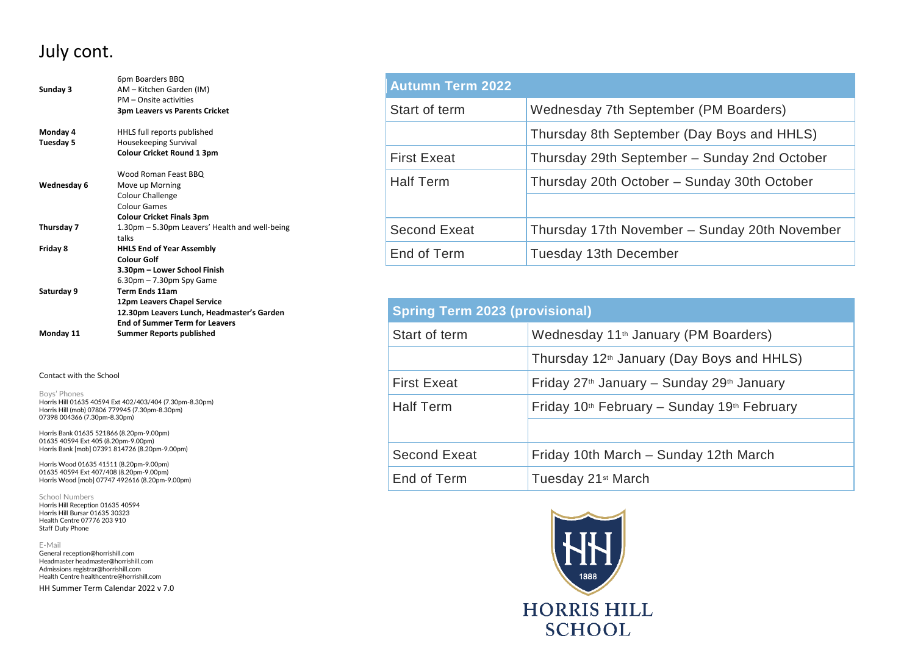# July cont.

| | |
|---|---|
| **Sunday 3** | 6pm Boarders BBQ<br>AM – Kitchen Garden (IM)<br>PM – Onsite activities<br>**3pm Leavers vs Parents Cricket** |
| **Monday 4** | HHLS full reports published |
| **Tuesday 5** | Housekeeping Survival<br>**Colour Cricket Round 1 3pm** |
| **Wednesday 6** | Wood Roman Feast BBQ<br>Move up Morning<br>Colour Challenge<br>Colour Games<br>**Colour Cricket Finals 3pm** |
| **Thursday 7** | 1.30pm – 5.30pm Leavers' Health and well-being talks |
| **Friday 8** | **HHLS End of Year Assembly**<br>**Colour Golf**<br>**3.30pm – Lower School Finish**<br>6.30pm – 7.30pm Spy Game |
| **Saturday 9** | **Term Ends 11am**<br>**12pm Leavers Chapel Service**<br>**12.30pm Leavers Lunch, Headmaster's Garden**<br>**End of Summer Term for Leavers** |
| **Monday 11** | **Summer Reports published** |

Contact with the School

Boys' Phones
Horris Hill 01635 40594 Ext 402/403/404 (7.30pm-8.30pm)
Horris Hill (mob) 07806 779945 (7.30pm-8.30pm)
07398 004366 (7.30pm-8.30pm)

Horris Bank 01635 521866 (8.20pm-9.00pm)
01635 40594 Ext 405 (8.20pm-9.00pm)
Horris Bank [mob] 07391 814726 (8.20pm-9.00pm)

Horris Wood 01635 41511 (8.20pm-9.00pm)
01635 40594 Ext 407/408 (8.20pm-9.00pm)
Horris Wood [mob] 07747 492616 (8.20pm-9.00pm)

School Numbers
Horris Hill Reception 01635 40594
Horris Hill Bursar 01635 30323
Health Centre 07776 203 910
Staff Duty Phone

E-Mail
General reception@horrishill.com
Headmaster headmaster@horrishill.com
Admissions registrar@horrishill.com
Health Centre healthcentre@horrishill.com

HH Summer Term Calendar 2022 v 7.0

| Autumn Term 2022 | |
|---|---|
| Start of term | Wednesday 7th September (PM Boarders) |
| | Thursday 8th September (Day Boys and HHLS) |
| First Exeat | Thursday 29th September – Sunday 2nd October |
| Half Term | Thursday 20th October – Sunday 30th October |
| | |
| Second Exeat | Thursday 17th November – Sunday 20th November |
| End of Term | Tuesday 13th December |

| Spring Term 2023 (provisional) | |
|---|---|
| Start of term | Wednesday 11th January (PM Boarders) |
| | Thursday 12th January (Day Boys and HHLS) |
| First Exeat | Friday 27th January – Sunday 29th January |
| Half Term | Friday 10th February – Sunday 19th February |
| | |
| Second Exeat | Friday 10th March – Sunday 12th March |
| End of Term | Tuesday 21st March |

HH
1888
HORRIS HILL SCHOOL